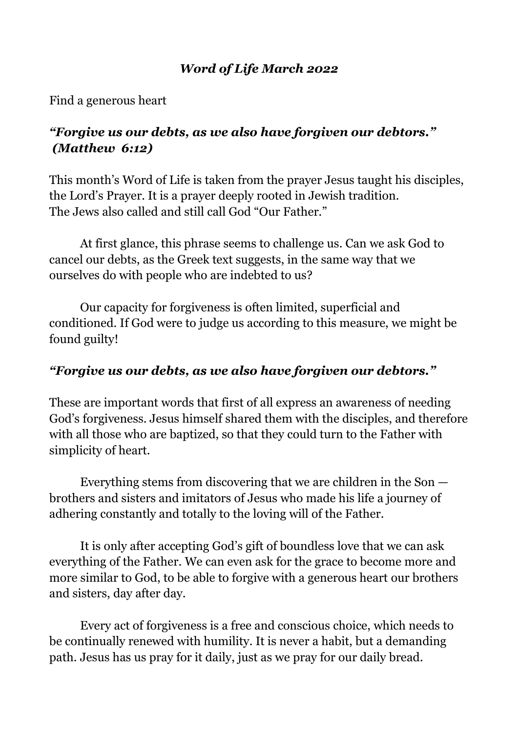# *Word of Life March 2022*

Find a generous heart

***"Forgive us our debts, as we also have forgiven our debtors."***
***(Matthew 6:12)***

This month's Word of Life is taken from the prayer Jesus taught his disciples, the Lord's Prayer. It is a prayer deeply rooted in Jewish tradition. The Jews also called and still call God "Our Father."

At first glance, this phrase seems to challenge us. Can we ask God to cancel our debts, as the Greek text suggests, in the same way that we ourselves do with people who are indebted to us?

Our capacity for forgiveness is often limited, superficial and conditioned. If God were to judge us according to this measure, we might be found guilty!

***"Forgive us our debts, as we also have forgiven our debtors."***

These are important words that first of all express an awareness of needing God's forgiveness. Jesus himself shared them with the disciples, and therefore with all those who are baptized, so that they could turn to the Father with simplicity of heart.

Everything stems from discovering that we are children in the Son — brothers and sisters and imitators of Jesus who made his life a journey of adhering constantly and totally to the loving will of the Father.

It is only after accepting God's gift of boundless love that we can ask everything of the Father. We can even ask for the grace to become more and more similar to God, to be able to forgive with a generous heart our brothers and sisters, day after day.

Every act of forgiveness is a free and conscious choice, which needs to be continually renewed with humility. It is never a habit, but a demanding path. Jesus has us pray for it daily, just as we pray for our daily bread.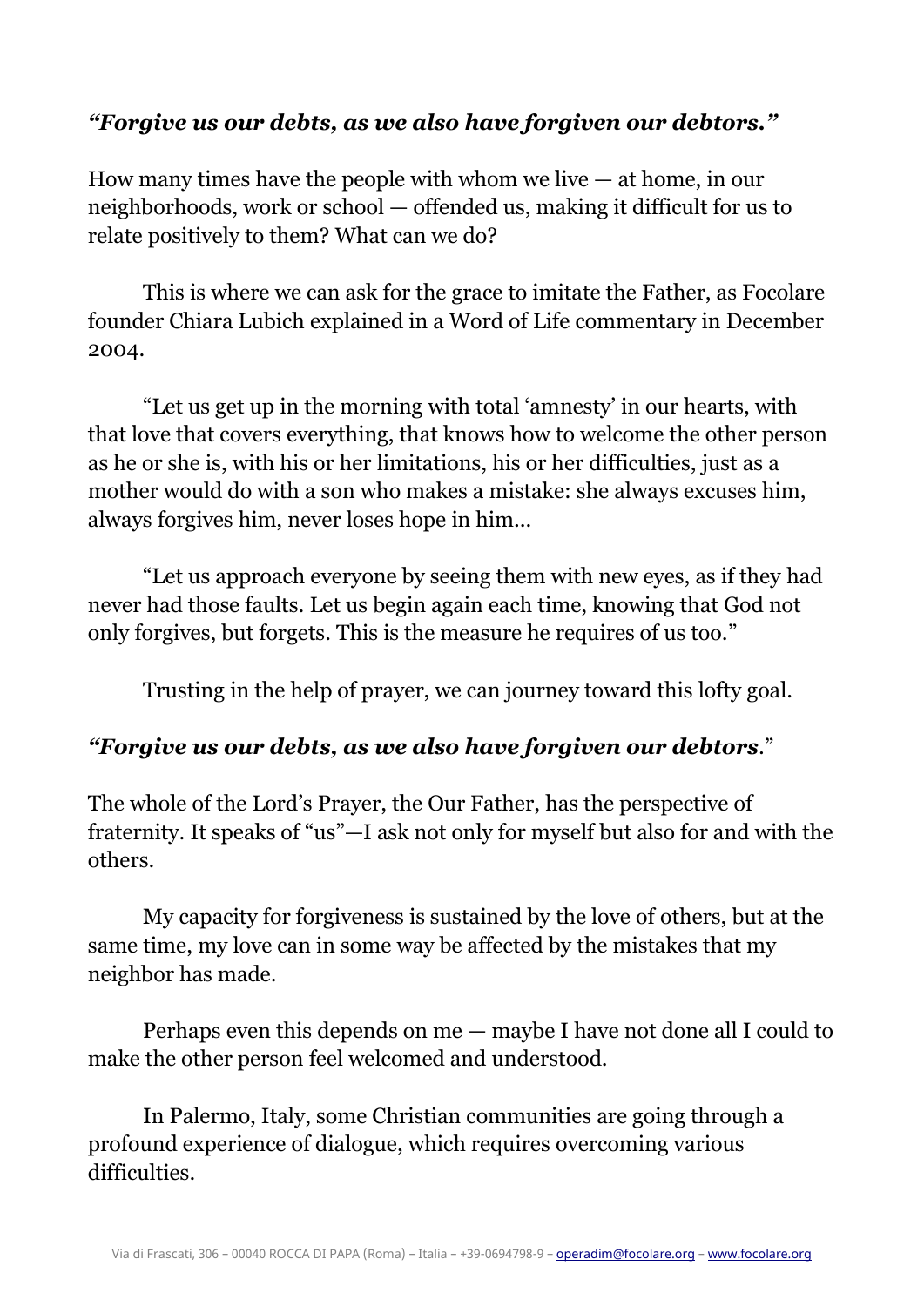***"Forgive us our debts, as we also have forgiven our debtors."***

How many times have the people with whom we live — at home, in our neighborhoods, work or school — offended us, making it difficult for us to relate positively to them? What can we do?

This is where we can ask for the grace to imitate the Father, as Focolare founder Chiara Lubich explained in a Word of Life commentary in December 2004.

"Let us get up in the morning with total 'amnesty' in our hearts, with that love that covers everything, that knows how to welcome the other person as he or she is, with his or her limitations, his or her difficulties, just as a mother would do with a son who makes a mistake: she always excuses him, always forgives him, never loses hope in him...

"Let us approach everyone by seeing them with new eyes, as if they had never had those faults. Let us begin again each time, knowing that God not only forgives, but forgets. This is the measure he requires of us too."

Trusting in the help of prayer, we can journey toward this lofty goal.

***"Forgive us our debts, as we also have forgiven our debtors***."

The whole of the Lord's Prayer, the Our Father, has the perspective of fraternity. It speaks of "us"—I ask not only for myself but also for and with the others.

My capacity for forgiveness is sustained by the love of others, but at the same time, my love can in some way be affected by the mistakes that my neighbor has made.

Perhaps even this depends on me — maybe I have not done all I could to make the other person feel welcomed and understood.

In Palermo, Italy, some Christian communities are going through a profound experience of dialogue, which requires overcoming various difficulties.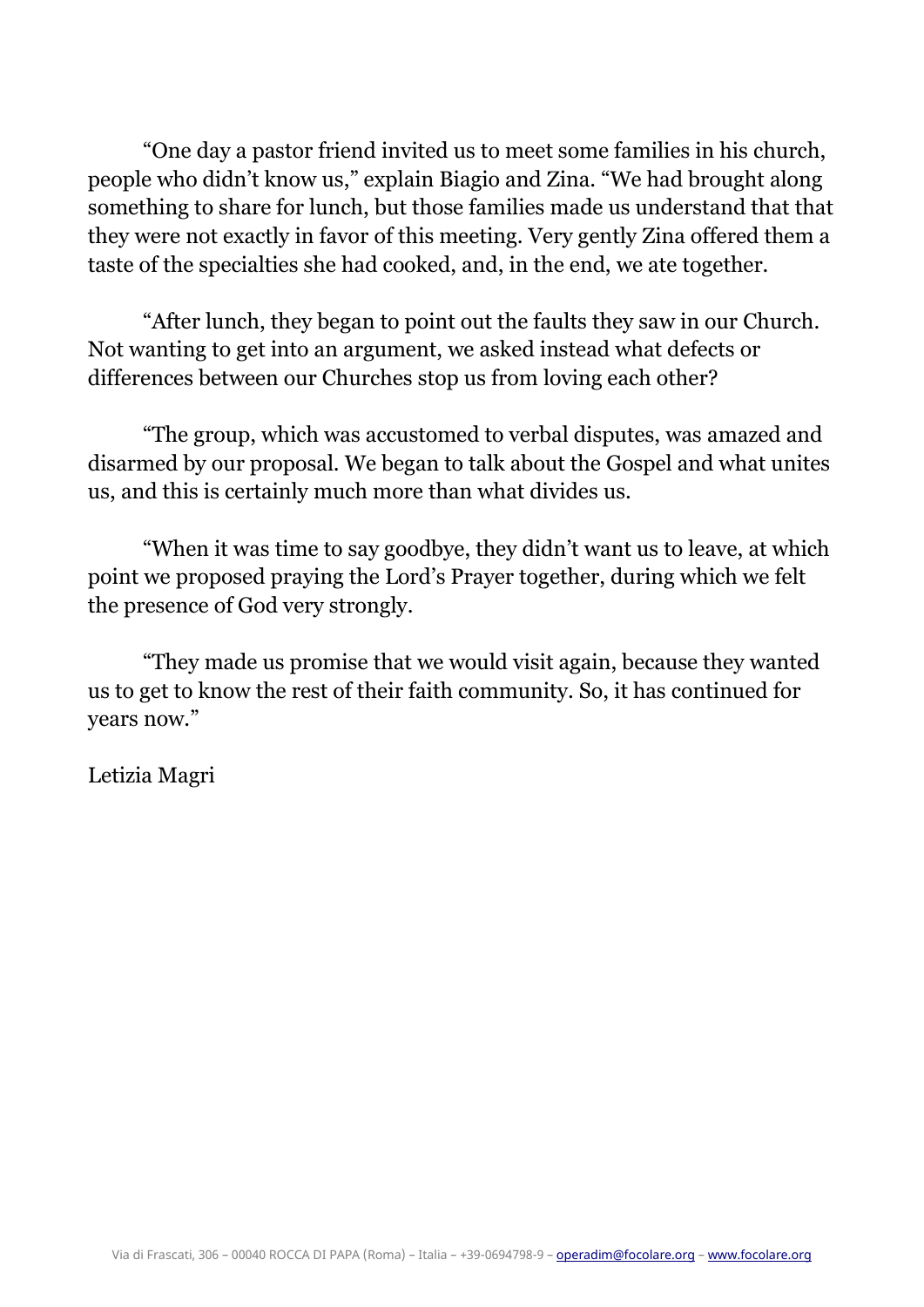"One day a pastor friend invited us to meet some families in his church, people who didn't know us," explain Biagio and Zina. "We had brought along something to share for lunch, but those families made us understand that that they were not exactly in favor of this meeting. Very gently Zina offered them a taste of the specialties she had cooked, and, in the end, we ate together.

"After lunch, they began to point out the faults they saw in our Church. Not wanting to get into an argument, we asked instead what defects or differences between our Churches stop us from loving each other?

"The group, which was accustomed to verbal disputes, was amazed and disarmed by our proposal. We began to talk about the Gospel and what unites us, and this is certainly much more than what divides us.

"When it was time to say goodbye, they didn't want us to leave, at which point we proposed praying the Lord's Prayer together, during which we felt the presence of God very strongly.

"They made us promise that we would visit again, because they wanted us to get to know the rest of their faith community. So, it has continued for years now."

Letizia Magri